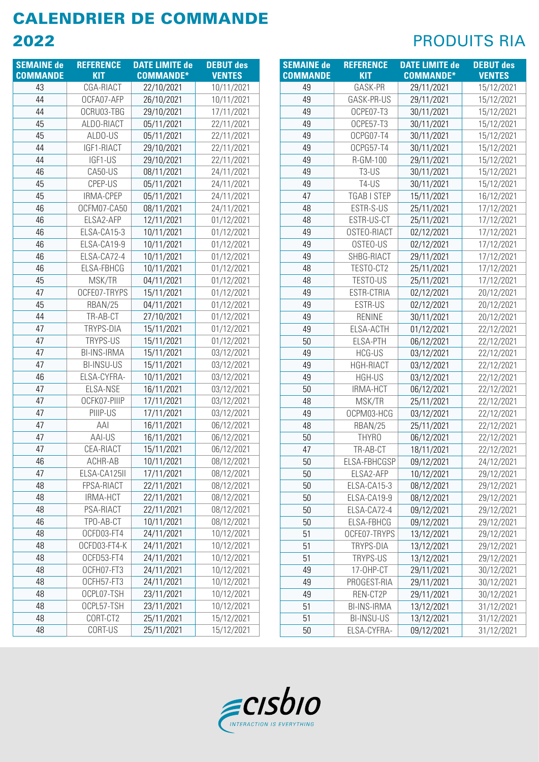# CALENDRIER DE COMMANDE

## 2022

## PRODUITS RIA

| SEMAINE de COMMANDE | REFERENCE KIT | DATE LIMITE de COMMANDE* | DEBUT des VENTES |
|---|---|---|---|
| 43 | CGA-RIACT | 22/10/2021 | 10/11/2021 |
| 44 | OCFA07-AFP | 26/10/2021 | 10/11/2021 |
| 44 | OCRU03-TBG | 29/10/2021 | 17/11/2021 |
| 45 | ALDO-RIACT | 05/11/2021 | 22/11/2021 |
| 45 | ALDO-US | 05/11/2021 | 22/11/2021 |
| 44 | IGF1-RIACT | 29/10/2021 | 22/11/2021 |
| 44 | IGF1-US | 29/10/2021 | 22/11/2021 |
| 46 | CA50-US | 08/11/2021 | 24/11/2021 |
| 45 | CPEP-US | 05/11/2021 | 24/11/2021 |
| 45 | IRMA-CPEP | 05/11/2021 | 24/11/2021 |
| 46 | OCFM07-CA50 | 08/11/2021 | 24/11/2021 |
| 46 | ELSA2-AFP | 12/11/2021 | 01/12/2021 |
| 46 | ELSA-CA15-3 | 10/11/2021 | 01/12/2021 |
| 46 | ELSA-CA19-9 | 10/11/2021 | 01/12/2021 |
| 46 | ELSA-CA72-4 | 10/11/2021 | 01/12/2021 |
| 46 | ELSA-FBHCG | 10/11/2021 | 01/12/2021 |
| 45 | MSK/TR | 04/11/2021 | 01/12/2021 |
| 47 | OCFE07-TRYPS | 15/11/2021 | 01/12/2021 |
| 45 | RBAN/25 | 04/11/2021 | 01/12/2021 |
| 44 | TR-AB-CT | 27/10/2021 | 01/12/2021 |
| 47 | TRYPS-DIA | 15/11/2021 | 01/12/2021 |
| 47 | TRYPS-US | 15/11/2021 | 01/12/2021 |
| 47 | BI-INS-IRMA | 15/11/2021 | 03/12/2021 |
| 47 | BI-INSU-US | 15/11/2021 | 03/12/2021 |
| 46 | ELSA-CYFRA- | 10/11/2021 | 03/12/2021 |
| 47 | ELSA-NSE | 16/11/2021 | 03/12/2021 |
| 47 | OCFK07-PIIIP | 17/11/2021 | 03/12/2021 |
| 47 | PIIIP-US | 17/11/2021 | 03/12/2021 |
| 47 | AAI | 16/11/2021 | 06/12/2021 |
| 47 | AAI-US | 16/11/2021 | 06/12/2021 |
| 47 | CEA-RIACT | 15/11/2021 | 06/12/2021 |
| 46 | ACHR-AB | 10/11/2021 | 08/12/2021 |
| 47 | ELSA-CA125II | 17/11/2021 | 08/12/2021 |
| 48 | FPSA-RIACT | 22/11/2021 | 08/12/2021 |
| 48 | IRMA-HCT | 22/11/2021 | 08/12/2021 |
| 48 | PSA-RIACT | 22/11/2021 | 08/12/2021 |
| 46 | TPO-AB-CT | 10/11/2021 | 08/12/2021 |
| 48 | OCFD03-FT4 | 24/11/2021 | 10/12/2021 |
| 48 | OCFD03-FT4-K | 24/11/2021 | 10/12/2021 |
| 48 | OCFD53-FT4 | 24/11/2021 | 10/12/2021 |
| 48 | OCFH07-FT3 | 24/11/2021 | 10/12/2021 |
| 48 | OCFH57-FT3 | 24/11/2021 | 10/12/2021 |
| 48 | OCPL07-TSH | 23/11/2021 | 10/12/2021 |
| 48 | OCPL57-TSH | 23/11/2021 | 10/12/2021 |
| 48 | CORT-CT2 | 25/11/2021 | 15/12/2021 |
| 48 | CORT-US | 25/11/2021 | 15/12/2021 |
| 49 | GASK-PR | 29/11/2021 | 15/12/2021 |
| 49 | GASK-PR-US | 29/11/2021 | 15/12/2021 |
| 49 | OCPE07-T3 | 30/11/2021 | 15/12/2021 |
| 49 | OCPE57-T3 | 30/11/2021 | 15/12/2021 |
| 49 | OCPG07-T4 | 30/11/2021 | 15/12/2021 |
| 49 | OCPG57-T4 | 30/11/2021 | 15/12/2021 |
| 49 | R-GM-100 | 29/11/2021 | 15/12/2021 |
| 49 | T3-US | 30/11/2021 | 15/12/2021 |
| 49 | T4-US | 30/11/2021 | 15/12/2021 |
| 47 | TGAB I STEP | 15/11/2021 | 16/12/2021 |
| 48 | ESTR-S-US | 25/11/2021 | 17/12/2021 |
| 48 | ESTR-US-CT | 25/11/2021 | 17/12/2021 |
| 49 | OSTEO-RIACT | 02/12/2021 | 17/12/2021 |
| 49 | OSTEO-US | 02/12/2021 | 17/12/2021 |
| 49 | SHBG-RIACT | 29/11/2021 | 17/12/2021 |
| 48 | TESTO-CT2 | 25/11/2021 | 17/12/2021 |
| 48 | TESTO-US | 25/11/2021 | 17/12/2021 |
| 49 | ESTR-CTRIA | 02/12/2021 | 20/12/2021 |
| 49 | ESTR-US | 02/12/2021 | 20/12/2021 |
| 49 | RENINE | 30/11/2021 | 20/12/2021 |
| 49 | ELSA-ACTH | 01/12/2021 | 22/12/2021 |
| 50 | ELSA-PTH | 06/12/2021 | 22/12/2021 |
| 49 | HCG-US | 03/12/2021 | 22/12/2021 |
| 49 | HGH-RIACT | 03/12/2021 | 22/12/2021 |
| 49 | HGH-US | 03/12/2021 | 22/12/2021 |
| 50 | IRMA-HCT | 06/12/2021 | 22/12/2021 |
| 48 | MSK/TR | 25/11/2021 | 22/12/2021 |
| 49 | OCPM03-HCG | 03/12/2021 | 22/12/2021 |
| 48 | RBAN/25 | 25/11/2021 | 22/12/2021 |
| 50 | THYRO | 06/12/2021 | 22/12/2021 |
| 47 | TR-AB-CT | 18/11/2021 | 22/12/2021 |
| 50 | ELSA-FBHCGSP | 09/12/2021 | 24/12/2021 |
| 50 | ELSA2-AFP | 10/12/2021 | 29/12/2021 |
| 50 | ELSA-CA15-3 | 08/12/2021 | 29/12/2021 |
| 50 | ELSA-CA19-9 | 08/12/2021 | 29/12/2021 |
| 50 | ELSA-CA72-4 | 09/12/2021 | 29/12/2021 |
| 50 | ELSA-FBHCG | 09/12/2021 | 29/12/2021 |
| 51 | OCFE07-TRYPS | 13/12/2021 | 29/12/2021 |
| 51 | TRYPS-DIA | 13/12/2021 | 29/12/2021 |
| 51 | TRYPS-US | 13/12/2021 | 29/12/2021 |
| 49 | 17-OHP-CT | 29/11/2021 | 30/12/2021 |
| 49 | PROGEST-RIA | 29/11/2021 | 30/12/2021 |
| 49 | REN-CT2P | 29/11/2021 | 30/12/2021 |
| 51 | BI-INS-IRMA | 13/12/2021 | 31/12/2021 |
| 51 | BI-INSU-US | 13/12/2021 | 31/12/2021 |
| 50 | ELSA-CYFRA- | 09/12/2021 | 31/12/2021 |

cisbio
INTERACTION IS EVERYTHING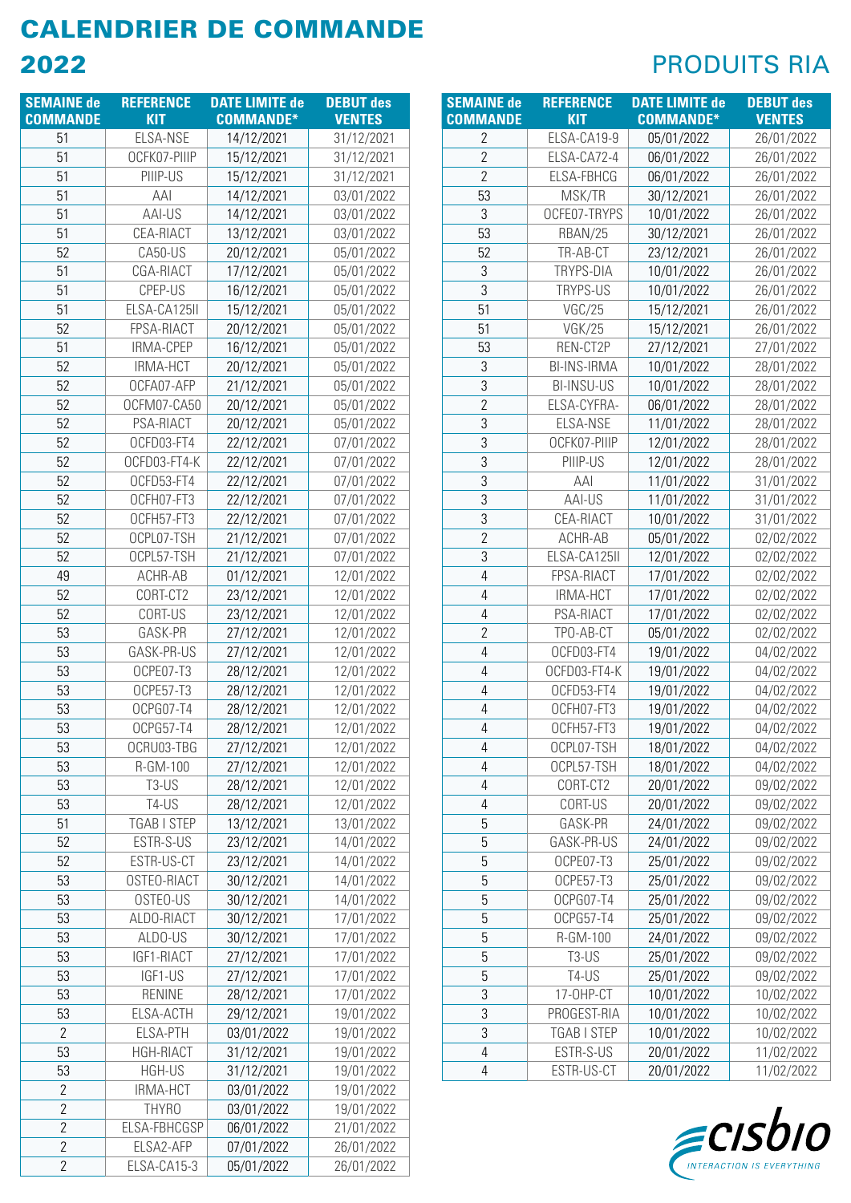# CALENDRIER DE COMMANDE 2022

## PRODUITS RIA

| SEMAINE de COMMANDE | REFERENCE KIT | DATE LIMITE de COMMANDE* | DEBUT des VENTES |
|---|---|---|---|
| 51 | ELSA-NSE | 14/12/2021 | 31/12/2021 |
| 51 | OCFK07-PIIIP | 15/12/2021 | 31/12/2021 |
| 51 | PIIIP-US | 15/12/2021 | 31/12/2021 |
| 51 | AAI | 14/12/2021 | 03/01/2022 |
| 51 | AAI-US | 14/12/2021 | 03/01/2022 |
| 51 | CEA-RIACT | 13/12/2021 | 03/01/2022 |
| 52 | CA50-US | 20/12/2021 | 05/01/2022 |
| 51 | CGA-RIACT | 17/12/2021 | 05/01/2022 |
| 51 | CPEP-US | 16/12/2021 | 05/01/2022 |
| 51 | ELSA-CA125II | 15/12/2021 | 05/01/2022 |
| 52 | FPSA-RIACT | 20/12/2021 | 05/01/2022 |
| 51 | IRMA-CPEP | 16/12/2021 | 05/01/2022 |
| 52 | IRMA-HCT | 20/12/2021 | 05/01/2022 |
| 52 | OCFA07-AFP | 21/12/2021 | 05/01/2022 |
| 52 | OCFM07-CA50 | 20/12/2021 | 05/01/2022 |
| 52 | PSA-RIACT | 20/12/2021 | 05/01/2022 |
| 52 | OCFD03-FT4 | 22/12/2021 | 07/01/2022 |
| 52 | OCFD03-FT4-K | 22/12/2021 | 07/01/2022 |
| 52 | OCFD53-FT4 | 22/12/2021 | 07/01/2022 |
| 52 | OCFH07-FT3 | 22/12/2021 | 07/01/2022 |
| 52 | OCFH57-FT3 | 22/12/2021 | 07/01/2022 |
| 52 | OCPL07-TSH | 21/12/2021 | 07/01/2022 |
| 52 | OCPL57-TSH | 21/12/2021 | 07/01/2022 |
| 49 | ACHR-AB | 01/12/2021 | 12/01/2022 |
| 52 | CORT-CT2 | 23/12/2021 | 12/01/2022 |
| 52 | CORT-US | 23/12/2021 | 12/01/2022 |
| 53 | GASK-PR | 27/12/2021 | 12/01/2022 |
| 53 | GASK-PR-US | 27/12/2021 | 12/01/2022 |
| 53 | OCPE07-T3 | 28/12/2021 | 12/01/2022 |
| 53 | OCPE57-T3 | 28/12/2021 | 12/01/2022 |
| 53 | OCPG07-T4 | 28/12/2021 | 12/01/2022 |
| 53 | OCPG57-T4 | 28/12/2021 | 12/01/2022 |
| 53 | OCRU03-TBG | 27/12/2021 | 12/01/2022 |
| 53 | R-GM-100 | 27/12/2021 | 12/01/2022 |
| 53 | T3-US | 28/12/2021 | 12/01/2022 |
| 53 | T4-US | 28/12/2021 | 12/01/2022 |
| 51 | TGAB I STEP | 13/12/2021 | 13/01/2022 |
| 52 | ESTR-S-US | 23/12/2021 | 14/01/2022 |
| 52 | ESTR-US-CT | 23/12/2021 | 14/01/2022 |
| 53 | OSTEO-RIACT | 30/12/2021 | 14/01/2022 |
| 53 | OSTEO-US | 30/12/2021 | 14/01/2022 |
| 53 | ALDO-RIACT | 30/12/2021 | 17/01/2022 |
| 53 | ALDO-US | 30/12/2021 | 17/01/2022 |
| 53 | IGF1-RIACT | 27/12/2021 | 17/01/2022 |
| 53 | IGF1-US | 27/12/2021 | 17/01/2022 |
| 53 | RENINE | 28/12/2021 | 17/01/2022 |
| 53 | ELSA-ACTH | 29/12/2021 | 19/01/2022 |
| 2 | ELSA-PTH | 03/01/2022 | 19/01/2022 |
| 53 | HGH-RIACT | 31/12/2021 | 19/01/2022 |
| 53 | HGH-US | 31/12/2021 | 19/01/2022 |
| 2 | IRMA-HCT | 03/01/2022 | 19/01/2022 |
| 2 | THYRO | 03/01/2022 | 19/01/2022 |
| 2 | ELSA-FBHCGSP | 06/01/2022 | 21/01/2022 |
| 2 | ELSA2-AFP | 07/01/2022 | 26/01/2022 |
| 2 | ELSA-CA15-3 | 05/01/2022 | 26/01/2022 |
| 2 | ELSA-CA19-9 | 05/01/2022 | 26/01/2022 |
| 2 | ELSA-CA72-4 | 06/01/2022 | 26/01/2022 |
| 2 | ELSA-FBHCG | 06/01/2022 | 26/01/2022 |
| 53 | MSK/TR | 30/12/2021 | 26/01/2022 |
| 3 | OCFE07-TRYPS | 10/01/2022 | 26/01/2022 |
| 53 | RBAN/25 | 30/12/2021 | 26/01/2022 |
| 52 | TR-AB-CT | 23/12/2021 | 26/01/2022 |
| 3 | TRYPS-DIA | 10/01/2022 | 26/01/2022 |
| 3 | TRYPS-US | 10/01/2022 | 26/01/2022 |
| 51 | VGC/25 | 15/12/2021 | 26/01/2022 |
| 51 | VGK/25 | 15/12/2021 | 26/01/2022 |
| 53 | REN-CT2P | 27/12/2021 | 27/01/2022 |
| 3 | BI-INS-IRMA | 10/01/2022 | 28/01/2022 |
| 3 | BI-INSU-US | 10/01/2022 | 28/01/2022 |
| 2 | ELSA-CYFRA- | 06/01/2022 | 28/01/2022 |
| 3 | ELSA-NSE | 11/01/2022 | 28/01/2022 |
| 3 | OCFK07-PIIIP | 12/01/2022 | 28/01/2022 |
| 3 | PIIIP-US | 12/01/2022 | 28/01/2022 |
| 3 | AAI | 11/01/2022 | 31/01/2022 |
| 3 | AAI-US | 11/01/2022 | 31/01/2022 |
| 3 | CEA-RIACT | 10/01/2022 | 31/01/2022 |
| 2 | ACHR-AB | 05/01/2022 | 02/02/2022 |
| 3 | ELSA-CA125II | 12/01/2022 | 02/02/2022 |
| 4 | FPSA-RIACT | 17/01/2022 | 02/02/2022 |
| 4 | IRMA-HCT | 17/01/2022 | 02/02/2022 |
| 4 | PSA-RIACT | 17/01/2022 | 02/02/2022 |
| 2 | TPO-AB-CT | 05/01/2022 | 02/02/2022 |
| 4 | OCFD03-FT4 | 19/01/2022 | 04/02/2022 |
| 4 | OCFD03-FT4-K | 19/01/2022 | 04/02/2022 |
| 4 | OCFD53-FT4 | 19/01/2022 | 04/02/2022 |
| 4 | OCFH07-FT3 | 19/01/2022 | 04/02/2022 |
| 4 | OCFH57-FT3 | 19/01/2022 | 04/02/2022 |
| 4 | OCPL07-TSH | 18/01/2022 | 04/02/2022 |
| 4 | OCPL57-TSH | 18/01/2022 | 04/02/2022 |
| 4 | CORT-CT2 | 20/01/2022 | 09/02/2022 |
| 4 | CORT-US | 20/01/2022 | 09/02/2022 |
| 5 | GASK-PR | 24/01/2022 | 09/02/2022 |
| 5 | GASK-PR-US | 24/01/2022 | 09/02/2022 |
| 5 | OCPE07-T3 | 25/01/2022 | 09/02/2022 |
| 5 | OCPE57-T3 | 25/01/2022 | 09/02/2022 |
| 5 | OCPG07-T4 | 25/01/2022 | 09/02/2022 |
| 5 | OCPG57-T4 | 25/01/2022 | 09/02/2022 |
| 5 | R-GM-100 | 24/01/2022 | 09/02/2022 |
| 5 | T3-US | 25/01/2022 | 09/02/2022 |
| 5 | T4-US | 25/01/2022 | 09/02/2022 |
| 3 | 17-OHP-CT | 10/01/2022 | 10/02/2022 |
| 3 | PROGEST-RIA | 10/01/2022 | 10/02/2022 |
| 3 | TGAB I STEP | 10/01/2022 | 10/02/2022 |
| 4 | ESTR-S-US | 20/01/2022 | 11/02/2022 |
| 4 | ESTR-US-CT | 20/01/2022 | 11/02/2022 |

cisbio — INTERACTION IS EVERYTHING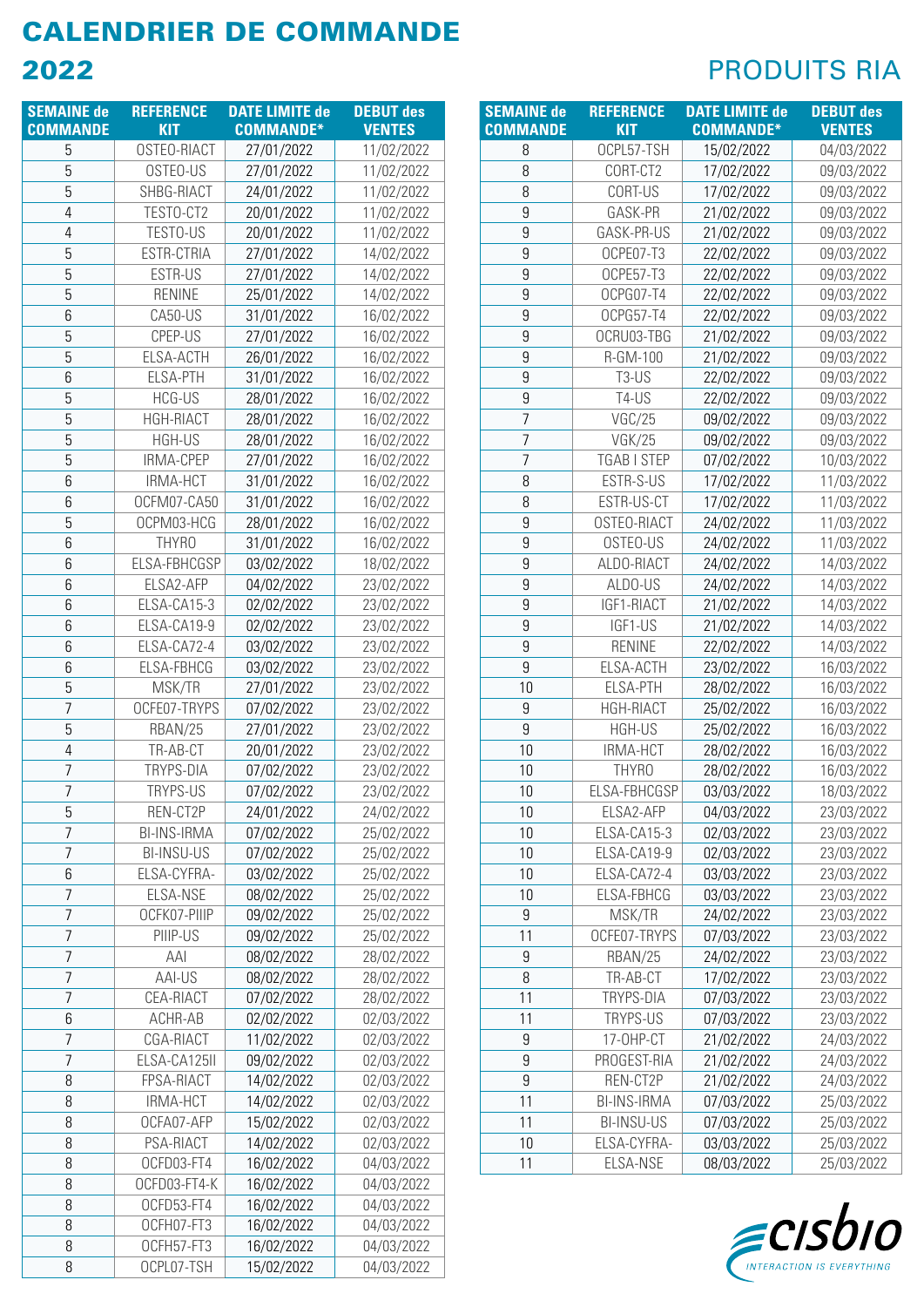# CALENDRIER DE COMMANDE 2022

## PRODUITS RIA

| SEMAINE de COMMANDE | REFERENCE KIT | DATE LIMITE de COMMANDE* | DEBUT des VENTES |
|---|---|---|---|
| 5 | OSTEO-RIACT | 27/01/2022 | 11/02/2022 |
| 5 | OSTEO-US | 27/01/2022 | 11/02/2022 |
| 5 | SHBG-RIACT | 24/01/2022 | 11/02/2022 |
| 4 | TESTO-CT2 | 20/01/2022 | 11/02/2022 |
| 4 | TESTO-US | 20/01/2022 | 11/02/2022 |
| 5 | ESTR-CTRIA | 27/01/2022 | 14/02/2022 |
| 5 | ESTR-US | 27/01/2022 | 14/02/2022 |
| 5 | RENINE | 25/01/2022 | 14/02/2022 |
| 6 | CA50-US | 31/01/2022 | 16/02/2022 |
| 5 | CPEP-US | 27/01/2022 | 16/02/2022 |
| 5 | ELSA-ACTH | 26/01/2022 | 16/02/2022 |
| 6 | ELSA-PTH | 31/01/2022 | 16/02/2022 |
| 5 | HCG-US | 28/01/2022 | 16/02/2022 |
| 5 | HGH-RIACT | 28/01/2022 | 16/02/2022 |
| 5 | HGH-US | 28/01/2022 | 16/02/2022 |
| 5 | IRMA-CPEP | 27/01/2022 | 16/02/2022 |
| 6 | IRMA-HCT | 31/01/2022 | 16/02/2022 |
| 6 | OCFM07-CA50 | 31/01/2022 | 16/02/2022 |
| 5 | OCPM03-HCG | 28/01/2022 | 16/02/2022 |
| 6 | THYRO | 31/01/2022 | 16/02/2022 |
| 6 | ELSA-FBHCGSP | 03/02/2022 | 18/02/2022 |
| 6 | ELSA2-AFP | 04/02/2022 | 23/02/2022 |
| 6 | ELSA-CA15-3 | 02/02/2022 | 23/02/2022 |
| 6 | ELSA-CA19-9 | 02/02/2022 | 23/02/2022 |
| 6 | ELSA-CA72-4 | 03/02/2022 | 23/02/2022 |
| 6 | ELSA-FBHCG | 03/02/2022 | 23/02/2022 |
| 5 | MSK/TR | 27/01/2022 | 23/02/2022 |
| 7 | OCFE07-TRYPS | 07/02/2022 | 23/02/2022 |
| 5 | RBAN/25 | 27/01/2022 | 23/02/2022 |
| 4 | TR-AB-CT | 20/01/2022 | 23/02/2022 |
| 7 | TRYPS-DIA | 07/02/2022 | 23/02/2022 |
| 7 | TRYPS-US | 07/02/2022 | 23/02/2022 |
| 5 | REN-CT2P | 24/01/2022 | 24/02/2022 |
| 7 | BI-INS-IRMA | 07/02/2022 | 25/02/2022 |
| 7 | BI-INSU-US | 07/02/2022 | 25/02/2022 |
| 6 | ELSA-CYFRA- | 03/02/2022 | 25/02/2022 |
| 7 | ELSA-NSE | 08/02/2022 | 25/02/2022 |
| 7 | OCFK07-PIIIP | 09/02/2022 | 25/02/2022 |
| 7 | PIIIP-US | 09/02/2022 | 25/02/2022 |
| 7 | AAI | 08/02/2022 | 28/02/2022 |
| 7 | AAI-US | 08/02/2022 | 28/02/2022 |
| 7 | CEA-RIACT | 07/02/2022 | 28/02/2022 |
| 6 | ACHR-AB | 02/02/2022 | 02/03/2022 |
| 7 | CGA-RIACT | 11/02/2022 | 02/03/2022 |
| 7 | ELSA-CA125II | 09/02/2022 | 02/03/2022 |
| 8 | FPSA-RIACT | 14/02/2022 | 02/03/2022 |
| 8 | IRMA-HCT | 14/02/2022 | 02/03/2022 |
| 8 | OCFA07-AFP | 15/02/2022 | 02/03/2022 |
| 8 | PSA-RIACT | 14/02/2022 | 02/03/2022 |
| 8 | OCFD03-FT4 | 16/02/2022 | 04/03/2022 |
| 8 | OCFD03-FT4-K | 16/02/2022 | 04/03/2022 |
| 8 | OCFD53-FT4 | 16/02/2022 | 04/03/2022 |
| 8 | OCFH07-FT3 | 16/02/2022 | 04/03/2022 |
| 8 | OCFH57-FT3 | 16/02/2022 | 04/03/2022 |
| 8 | OCPL07-TSH | 15/02/2022 | 04/03/2022 |
| 8 | OCPL57-TSH | 15/02/2022 | 04/03/2022 |
| 8 | CORT-CT2 | 17/02/2022 | 09/03/2022 |
| 8 | CORT-US | 17/02/2022 | 09/03/2022 |
| 9 | GASK-PR | 21/02/2022 | 09/03/2022 |
| 9 | GASK-PR-US | 21/02/2022 | 09/03/2022 |
| 9 | OCPE07-T3 | 22/02/2022 | 09/03/2022 |
| 9 | OCPE57-T3 | 22/02/2022 | 09/03/2022 |
| 9 | OCPG07-T4 | 22/02/2022 | 09/03/2022 |
| 9 | OCPG57-T4 | 22/02/2022 | 09/03/2022 |
| 9 | OCRU03-TBG | 21/02/2022 | 09/03/2022 |
| 9 | R-GM-100 | 21/02/2022 | 09/03/2022 |
| 9 | T3-US | 22/02/2022 | 09/03/2022 |
| 9 | T4-US | 22/02/2022 | 09/03/2022 |
| 7 | VGC/25 | 09/02/2022 | 09/03/2022 |
| 7 | VGK/25 | 09/02/2022 | 09/03/2022 |
| 7 | TGAB I STEP | 07/02/2022 | 10/03/2022 |
| 8 | ESTR-S-US | 17/02/2022 | 11/03/2022 |
| 8 | ESTR-US-CT | 17/02/2022 | 11/03/2022 |
| 9 | OSTEO-RIACT | 24/02/2022 | 11/03/2022 |
| 9 | OSTEO-US | 24/02/2022 | 11/03/2022 |
| 9 | ALDO-RIACT | 24/02/2022 | 14/03/2022 |
| 9 | ALDO-US | 24/02/2022 | 14/03/2022 |
| 9 | IGF1-RIACT | 21/02/2022 | 14/03/2022 |
| 9 | IGF1-US | 21/02/2022 | 14/03/2022 |
| 9 | RENINE | 22/02/2022 | 14/03/2022 |
| 9 | ELSA-ACTH | 23/02/2022 | 16/03/2022 |
| 10 | ELSA-PTH | 28/02/2022 | 16/03/2022 |
| 9 | HGH-RIACT | 25/02/2022 | 16/03/2022 |
| 9 | HGH-US | 25/02/2022 | 16/03/2022 |
| 10 | IRMA-HCT | 28/02/2022 | 16/03/2022 |
| 10 | THYRO | 28/02/2022 | 16/03/2022 |
| 10 | ELSA-FBHCGSP | 03/03/2022 | 18/03/2022 |
| 10 | ELSA2-AFP | 04/03/2022 | 23/03/2022 |
| 10 | ELSA-CA15-3 | 02/03/2022 | 23/03/2022 |
| 10 | ELSA-CA19-9 | 02/03/2022 | 23/03/2022 |
| 10 | ELSA-CA72-4 | 03/03/2022 | 23/03/2022 |
| 10 | ELSA-FBHCG | 03/03/2022 | 23/03/2022 |
| 9 | MSK/TR | 24/02/2022 | 23/03/2022 |
| 11 | OCFE07-TRYPS | 07/03/2022 | 23/03/2022 |
| 9 | RBAN/25 | 24/02/2022 | 23/03/2022 |
| 8 | TR-AB-CT | 17/02/2022 | 23/03/2022 |
| 11 | TRYPS-DIA | 07/03/2022 | 23/03/2022 |
| 11 | TRYPS-US | 07/03/2022 | 23/03/2022 |
| 9 | 17-OHP-CT | 21/02/2022 | 24/03/2022 |
| 9 | PROGEST-RIA | 21/02/2022 | 24/03/2022 |
| 9 | REN-CT2P | 21/02/2022 | 24/03/2022 |
| 11 | BI-INS-IRMA | 07/03/2022 | 25/03/2022 |
| 11 | BI-INSU-US | 07/03/2022 | 25/03/2022 |
| 10 | ELSA-CYFRA- | 03/03/2022 | 25/03/2022 |
| 11 | ELSA-NSE | 08/03/2022 | 25/03/2022 |

cisbio
INTERACTION IS EVERYTHING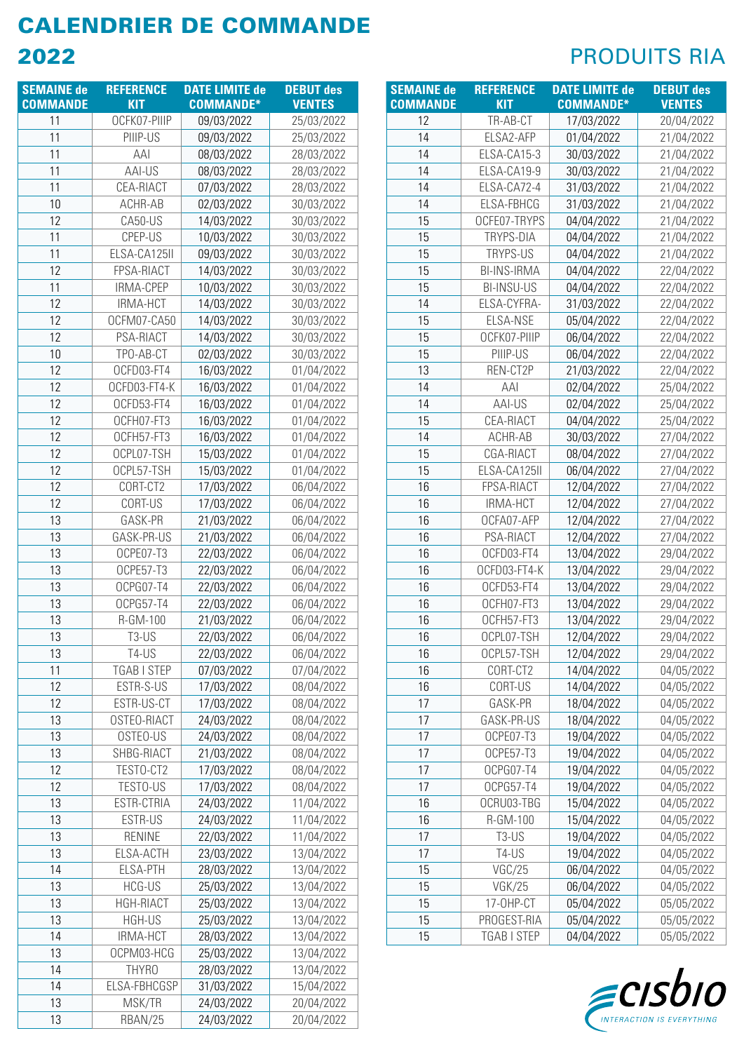# CALENDRIER DE COMMANDE 2022

## PRODUITS RIA

| SEMAINE de COMMANDE | REFERENCE KIT | DATE LIMITE de COMMANDE* | DEBUT des VENTES |
|---|---|---|---|
| 11 | OCFK07-PIIIP | 09/03/2022 | 25/03/2022 |
| 11 | PIIIP-US | 09/03/2022 | 25/03/2022 |
| 11 | AAI | 08/03/2022 | 28/03/2022 |
| 11 | AAI-US | 08/03/2022 | 28/03/2022 |
| 11 | CEA-RIACT | 07/03/2022 | 28/03/2022 |
| 10 | ACHR-AB | 02/03/2022 | 30/03/2022 |
| 12 | CA50-US | 14/03/2022 | 30/03/2022 |
| 11 | CPEP-US | 10/03/2022 | 30/03/2022 |
| 11 | ELSA-CA125II | 09/03/2022 | 30/03/2022 |
| 12 | FPSA-RIACT | 14/03/2022 | 30/03/2022 |
| 11 | IRMA-CPEP | 10/03/2022 | 30/03/2022 |
| 12 | IRMA-HCT | 14/03/2022 | 30/03/2022 |
| 12 | OCFM07-CA50 | 14/03/2022 | 30/03/2022 |
| 12 | PSA-RIACT | 14/03/2022 | 30/03/2022 |
| 10 | TPO-AB-CT | 02/03/2022 | 30/03/2022 |
| 12 | OCFD03-FT4 | 16/03/2022 | 01/04/2022 |
| 12 | OCFD03-FT4-K | 16/03/2022 | 01/04/2022 |
| 12 | OCFD53-FT4 | 16/03/2022 | 01/04/2022 |
| 12 | OCFH07-FT3 | 16/03/2022 | 01/04/2022 |
| 12 | OCFH57-FT3 | 16/03/2022 | 01/04/2022 |
| 12 | OCPL07-TSH | 15/03/2022 | 01/04/2022 |
| 12 | OCPL57-TSH | 15/03/2022 | 01/04/2022 |
| 12 | CORT-CT2 | 17/03/2022 | 06/04/2022 |
| 12 | CORT-US | 17/03/2022 | 06/04/2022 |
| 13 | GASK-PR | 21/03/2022 | 06/04/2022 |
| 13 | GASK-PR-US | 21/03/2022 | 06/04/2022 |
| 13 | OCPE07-T3 | 22/03/2022 | 06/04/2022 |
| 13 | OCPE57-T3 | 22/03/2022 | 06/04/2022 |
| 13 | OCPG07-T4 | 22/03/2022 | 06/04/2022 |
| 13 | OCPG57-T4 | 22/03/2022 | 06/04/2022 |
| 13 | R-GM-100 | 21/03/2022 | 06/04/2022 |
| 13 | T3-US | 22/03/2022 | 06/04/2022 |
| 13 | T4-US | 22/03/2022 | 06/04/2022 |
| 11 | TGAB I STEP | 07/03/2022 | 07/04/2022 |
| 12 | ESTR-S-US | 17/03/2022 | 08/04/2022 |
| 12 | ESTR-US-CT | 17/03/2022 | 08/04/2022 |
| 13 | OSTEO-RIACT | 24/03/2022 | 08/04/2022 |
| 13 | OSTEO-US | 24/03/2022 | 08/04/2022 |
| 13 | SHBG-RIACT | 21/03/2022 | 08/04/2022 |
| 12 | TESTO-CT2 | 17/03/2022 | 08/04/2022 |
| 12 | TESTO-US | 17/03/2022 | 08/04/2022 |
| 13 | ESTR-CTRIA | 24/03/2022 | 11/04/2022 |
| 13 | ESTR-US | 24/03/2022 | 11/04/2022 |
| 13 | RENINE | 22/03/2022 | 11/04/2022 |
| 13 | ELSA-ACTH | 23/03/2022 | 13/04/2022 |
| 14 | ELSA-PTH | 28/03/2022 | 13/04/2022 |
| 13 | HCG-US | 25/03/2022 | 13/04/2022 |
| 13 | HGH-RIACT | 25/03/2022 | 13/04/2022 |
| 13 | HGH-US | 25/03/2022 | 13/04/2022 |
| 14 | IRMA-HCT | 28/03/2022 | 13/04/2022 |
| 13 | OCPM03-HCG | 25/03/2022 | 13/04/2022 |
| 14 | THYRO | 28/03/2022 | 13/04/2022 |
| 14 | ELSA-FBHCGSP | 31/03/2022 | 15/04/2022 |
| 13 | MSK/TR | 24/03/2022 | 20/04/2022 |
| 13 | RBAN/25 | 24/03/2022 | 20/04/2022 |
| 12 | TR-AB-CT | 17/03/2022 | 20/04/2022 |
| 14 | ELSA2-AFP | 01/04/2022 | 21/04/2022 |
| 14 | ELSA-CA15-3 | 30/03/2022 | 21/04/2022 |
| 14 | ELSA-CA19-9 | 30/03/2022 | 21/04/2022 |
| 14 | ELSA-CA72-4 | 31/03/2022 | 21/04/2022 |
| 14 | ELSA-FBHCG | 31/03/2022 | 21/04/2022 |
| 15 | OCFE07-TRYPS | 04/04/2022 | 21/04/2022 |
| 15 | TRYPS-DIA | 04/04/2022 | 21/04/2022 |
| 15 | TRYPS-US | 04/04/2022 | 21/04/2022 |
| 15 | BI-INS-IRMA | 04/04/2022 | 22/04/2022 |
| 15 | BI-INSU-US | 04/04/2022 | 22/04/2022 |
| 14 | ELSA-CYFRA- | 31/03/2022 | 22/04/2022 |
| 15 | ELSA-NSE | 05/04/2022 | 22/04/2022 |
| 15 | OCFK07-PIIIP | 06/04/2022 | 22/04/2022 |
| 15 | PIIIP-US | 06/04/2022 | 22/04/2022 |
| 13 | REN-CT2P | 21/03/2022 | 22/04/2022 |
| 14 | AAI | 02/04/2022 | 25/04/2022 |
| 14 | AAI-US | 02/04/2022 | 25/04/2022 |
| 15 | CEA-RIACT | 04/04/2022 | 25/04/2022 |
| 14 | ACHR-AB | 30/03/2022 | 27/04/2022 |
| 15 | CGA-RIACT | 08/04/2022 | 27/04/2022 |
| 15 | ELSA-CA125II | 06/04/2022 | 27/04/2022 |
| 16 | FPSA-RIACT | 12/04/2022 | 27/04/2022 |
| 16 | IRMA-HCT | 12/04/2022 | 27/04/2022 |
| 16 | OCFA07-AFP | 12/04/2022 | 27/04/2022 |
| 16 | PSA-RIACT | 12/04/2022 | 27/04/2022 |
| 16 | OCFD03-FT4 | 13/04/2022 | 29/04/2022 |
| 16 | OCFD03-FT4-K | 13/04/2022 | 29/04/2022 |
| 16 | OCFD53-FT4 | 13/04/2022 | 29/04/2022 |
| 16 | OCFH07-FT3 | 13/04/2022 | 29/04/2022 |
| 16 | OCFH57-FT3 | 13/04/2022 | 29/04/2022 |
| 16 | OCPL07-TSH | 12/04/2022 | 29/04/2022 |
| 16 | OCPL57-TSH | 12/04/2022 | 29/04/2022 |
| 16 | CORT-CT2 | 14/04/2022 | 04/05/2022 |
| 16 | CORT-US | 14/04/2022 | 04/05/2022 |
| 17 | GASK-PR | 18/04/2022 | 04/05/2022 |
| 17 | GASK-PR-US | 18/04/2022 | 04/05/2022 |
| 17 | OCPE07-T3 | 19/04/2022 | 04/05/2022 |
| 17 | OCPE57-T3 | 19/04/2022 | 04/05/2022 |
| 17 | OCPG07-T4 | 19/04/2022 | 04/05/2022 |
| 17 | OCPG57-T4 | 19/04/2022 | 04/05/2022 |
| 16 | OCRU03-TBG | 15/04/2022 | 04/05/2022 |
| 16 | R-GM-100 | 15/04/2022 | 04/05/2022 |
| 17 | T3-US | 19/04/2022 | 04/05/2022 |
| 17 | T4-US | 19/04/2022 | 04/05/2022 |
| 15 | VGC/25 | 06/04/2022 | 04/05/2022 |
| 15 | VGK/25 | 06/04/2022 | 04/05/2022 |
| 15 | 17-OHP-CT | 05/04/2022 | 05/05/2022 |
| 15 | PROGEST-RIA | 05/04/2022 | 05/05/2022 |
| 15 | TGAB I STEP | 04/04/2022 | 05/05/2022 |

cisbio
INTERACTION IS EVERYTHING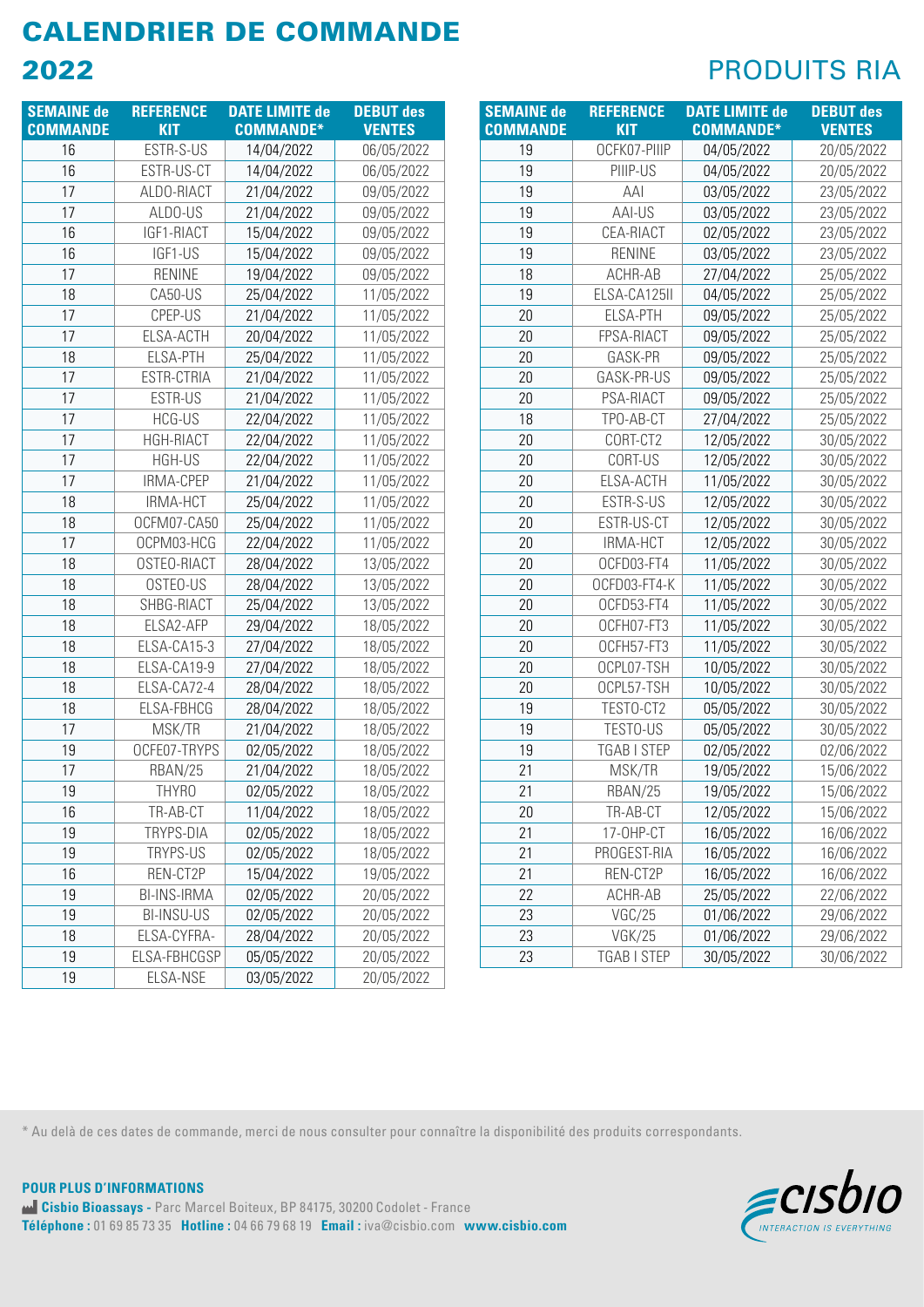# CALENDRIER DE COMMANDE 2022

## PRODUITS RIA

| SEMAINE de COMMANDE | REFERENCE KIT | DATE LIMITE de COMMANDE* | DEBUT des VENTES |
|---|---|---|---|
| 16 | ESTR-S-US | 14/04/2022 | 06/05/2022 |
| 16 | ESTR-US-CT | 14/04/2022 | 06/05/2022 |
| 17 | ALDO-RIACT | 21/04/2022 | 09/05/2022 |
| 17 | ALDO-US | 21/04/2022 | 09/05/2022 |
| 16 | IGF1-RIACT | 15/04/2022 | 09/05/2022 |
| 16 | IGF1-US | 15/04/2022 | 09/05/2022 |
| 17 | RENINE | 19/04/2022 | 09/05/2022 |
| 18 | CA50-US | 25/04/2022 | 11/05/2022 |
| 17 | CPEP-US | 21/04/2022 | 11/05/2022 |
| 17 | ELSA-ACTH | 20/04/2022 | 11/05/2022 |
| 18 | ELSA-PTH | 25/04/2022 | 11/05/2022 |
| 17 | ESTR-CTRIA | 21/04/2022 | 11/05/2022 |
| 17 | ESTR-US | 21/04/2022 | 11/05/2022 |
| 17 | HCG-US | 22/04/2022 | 11/05/2022 |
| 17 | HGH-RIACT | 22/04/2022 | 11/05/2022 |
| 17 | HGH-US | 22/04/2022 | 11/05/2022 |
| 17 | IRMA-CPEP | 21/04/2022 | 11/05/2022 |
| 18 | IRMA-HCT | 25/04/2022 | 11/05/2022 |
| 18 | OCFM07-CA50 | 25/04/2022 | 11/05/2022 |
| 17 | OCPM03-HCG | 22/04/2022 | 11/05/2022 |
| 18 | OSTEO-RIACT | 28/04/2022 | 13/05/2022 |
| 18 | OSTEO-US | 28/04/2022 | 13/05/2022 |
| 18 | SHBG-RIACT | 25/04/2022 | 13/05/2022 |
| 18 | ELSA2-AFP | 29/04/2022 | 18/05/2022 |
| 18 | ELSA-CA15-3 | 27/04/2022 | 18/05/2022 |
| 18 | ELSA-CA19-9 | 27/04/2022 | 18/05/2022 |
| 18 | ELSA-CA72-4 | 28/04/2022 | 18/05/2022 |
| 18 | ELSA-FBHCG | 28/04/2022 | 18/05/2022 |
| 17 | MSK/TR | 21/04/2022 | 18/05/2022 |
| 19 | OCFE07-TRYPS | 02/05/2022 | 18/05/2022 |
| 17 | RBAN/25 | 21/04/2022 | 18/05/2022 |
| 19 | THYRO | 02/05/2022 | 18/05/2022 |
| 16 | TR-AB-CT | 11/04/2022 | 18/05/2022 |
| 19 | TRYPS-DIA | 02/05/2022 | 18/05/2022 |
| 19 | TRYPS-US | 02/05/2022 | 18/05/2022 |
| 16 | REN-CT2P | 15/04/2022 | 19/05/2022 |
| 19 | BI-INS-IRMA | 02/05/2022 | 20/05/2022 |
| 19 | BI-INSU-US | 02/05/2022 | 20/05/2022 |
| 18 | ELSA-CYFRA- | 28/04/2022 | 20/05/2022 |
| 19 | ELSA-FBHCGSP | 05/05/2022 | 20/05/2022 |
| 19 | ELSA-NSE | 03/05/2022 | 20/05/2022 |
| 19 | OCFK07-PIIIP | 04/05/2022 | 20/05/2022 |
| 19 | PIIIP-US | 04/05/2022 | 20/05/2022 |
| 19 | AAI | 03/05/2022 | 23/05/2022 |
| 19 | AAI-US | 03/05/2022 | 23/05/2022 |
| 19 | CEA-RIACT | 02/05/2022 | 23/05/2022 |
| 19 | RENINE | 03/05/2022 | 23/05/2022 |
| 18 | ACHR-AB | 27/04/2022 | 25/05/2022 |
| 19 | ELSA-CA125II | 04/05/2022 | 25/05/2022 |
| 20 | ELSA-PTH | 09/05/2022 | 25/05/2022 |
| 20 | FPSA-RIACT | 09/05/2022 | 25/05/2022 |
| 20 | GASK-PR | 09/05/2022 | 25/05/2022 |
| 20 | GASK-PR-US | 09/05/2022 | 25/05/2022 |
| 20 | PSA-RIACT | 09/05/2022 | 25/05/2022 |
| 18 | TPO-AB-CT | 27/04/2022 | 25/05/2022 |
| 20 | CORT-CT2 | 12/05/2022 | 30/05/2022 |
| 20 | CORT-US | 12/05/2022 | 30/05/2022 |
| 20 | ELSA-ACTH | 11/05/2022 | 30/05/2022 |
| 20 | ESTR-S-US | 12/05/2022 | 30/05/2022 |
| 20 | ESTR-US-CT | 12/05/2022 | 30/05/2022 |
| 20 | IRMA-HCT | 12/05/2022 | 30/05/2022 |
| 20 | OCFD03-FT4 | 11/05/2022 | 30/05/2022 |
| 20 | OCFD03-FT4-K | 11/05/2022 | 30/05/2022 |
| 20 | OCFD53-FT4 | 11/05/2022 | 30/05/2022 |
| 20 | OCFH07-FT3 | 11/05/2022 | 30/05/2022 |
| 20 | OCFH57-FT3 | 11/05/2022 | 30/05/2022 |
| 20 | OCPL07-TSH | 10/05/2022 | 30/05/2022 |
| 20 | OCPL57-TSH | 10/05/2022 | 30/05/2022 |
| 19 | TESTO-CT2 | 05/05/2022 | 30/05/2022 |
| 19 | TESTO-US | 05/05/2022 | 30/05/2022 |
| 19 | TGAB I STEP | 02/05/2022 | 02/06/2022 |
| 21 | MSK/TR | 19/05/2022 | 15/06/2022 |
| 21 | RBAN/25 | 19/05/2022 | 15/06/2022 |
| 20 | TR-AB-CT | 12/05/2022 | 15/06/2022 |
| 21 | 17-OHP-CT | 16/05/2022 | 16/06/2022 |
| 21 | PROGEST-RIA | 16/05/2022 | 16/06/2022 |
| 21 | REN-CT2P | 16/05/2022 | 16/06/2022 |
| 22 | ACHR-AB | 25/05/2022 | 22/06/2022 |
| 23 | VGC/25 | 01/06/2022 | 29/06/2022 |
| 23 | VGK/25 | 01/06/2022 | 29/06/2022 |
| 23 | TGAB I STEP | 30/05/2022 | 30/06/2022 |

\* Au delà de ces dates de commande, merci de nous consulter pour connaître la disponibilité des produits correspondants.

**POUR PLUS D'INFORMATIONS**

**Cisbio Bioassays -** Parc Marcel Boiteux, BP 84175, 30200 Codolet - France

**Téléphone :** 01 69 85 73 35 **Hotline :** 04 66 79 68 19 **Email :** iva@cisbio.com **www.cisbio.com**

cisbio INTERACTION IS EVERYTHING